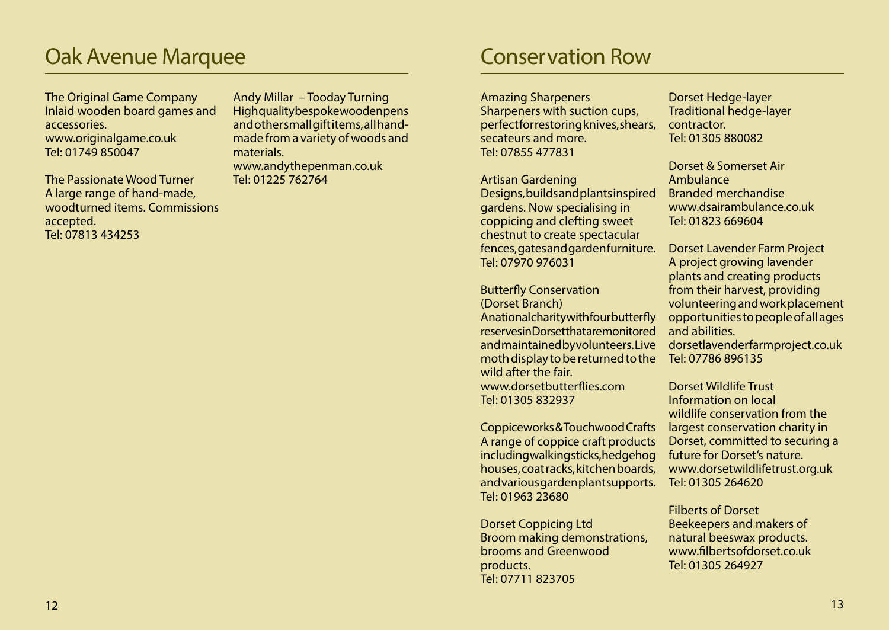# Oak Avenue Marquee

The Original Game Company
Inlaid wooden board games and accessories.
www.originalgame.co.uk
Tel: 01749 850047

The Passionate Wood Turner
A large range of hand-made, woodturned items. Commissions accepted.
Tel: 07813 434253

Andy Millar – Tooday Turning
High quality bespoke wooden pens and other small gift items, all hand-made from a variety of woods and materials.
www.andythepenman.co.uk
Tel: 01225 762764

# Conservation Row

Amazing Sharpeners
Sharpeners with suction cups, perfect for restoring knives, shears, secateurs and more.
Tel: 07855 477831

Artisan Gardening
Designs, builds and plants inspired gardens. Now specialising in coppicing and clefting sweet chestnut to create spectacular fences, gates and garden furniture.
Tel: 07970 976031

Butterfly Conservation (Dorset Branch)
A national charity with four butterfly reserves in Dorset that are monitored and maintained by volunteers. Live moth display to be returned to the wild after the fair.
www.dorsetbutterflies.com
Tel: 01305 832937

Coppiceworks & Touchwood Crafts
A range of coppice craft products including walking sticks, hedgehog houses, coat racks, kitchen boards, and various garden plant supports.
Tel: 01963 23680

Dorset Coppicing Ltd
Broom making demonstrations, brooms and Greenwood products.
Tel: 07711 823705

Dorset Hedge-layer
Traditional hedge-layer contractor.
Tel: 01305 880082

Dorset & Somerset Air Ambulance
Branded merchandise
www.dsairambulance.co.uk
Tel: 01823 669604

Dorset Lavender Farm Project
A project growing lavender plants and creating products from their harvest, providing volunteering and work placement opportunities to people of all ages and abilities.
dorsetlavenderfarmproject.co.uk
Tel: 07786 896135

Dorset Wildlife Trust
Information on local wildlife conservation from the largest conservation charity in Dorset, committed to securing a future for Dorset's nature.
www.dorsetwildlifetrust.org.uk
Tel: 01305 264620

Filberts of Dorset
Beekeepers and makers of natural beeswax products.
www.filbertsofdorset.co.uk
Tel: 01305 264927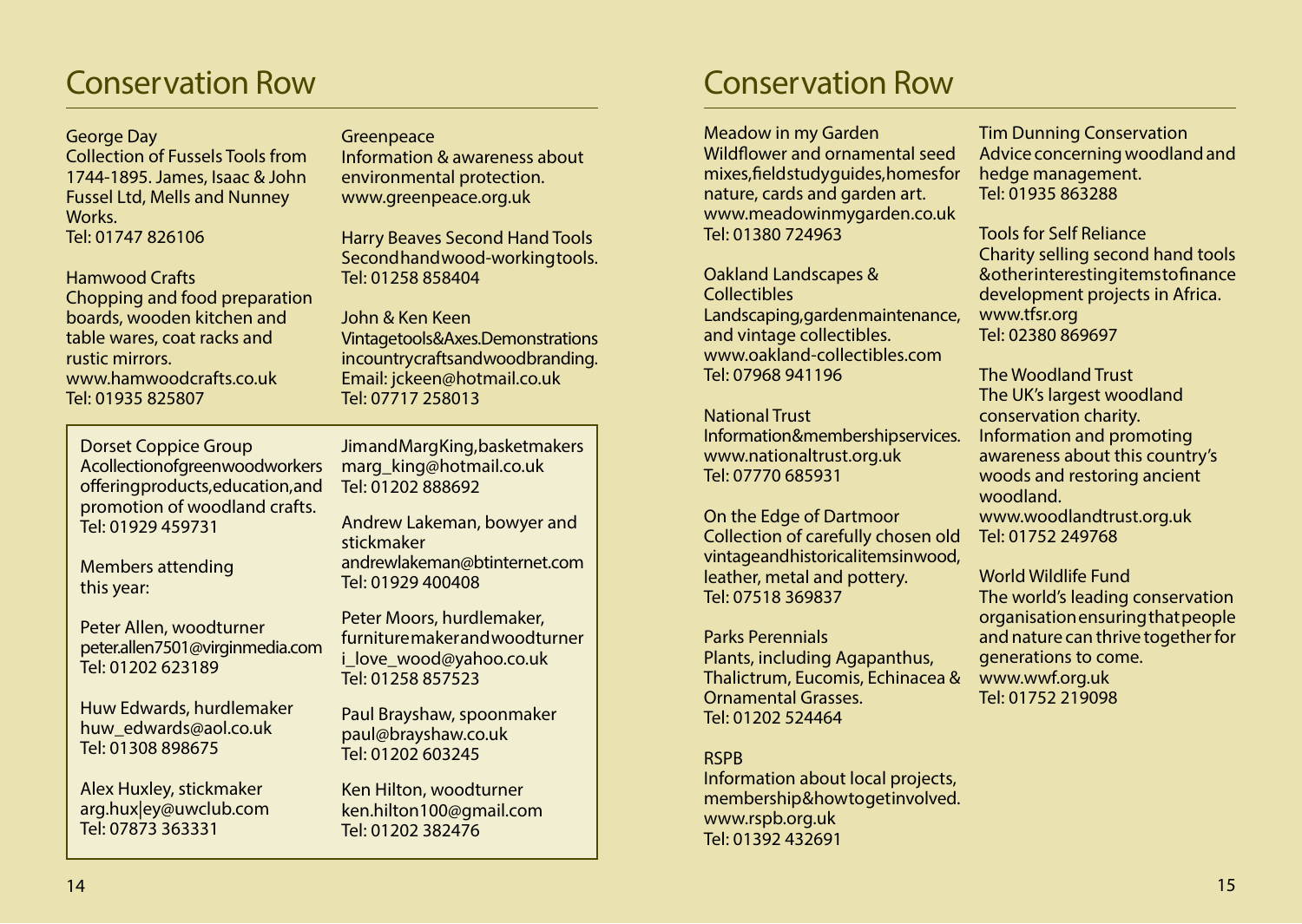# Conservation Row

George Day
Collection of Fussels Tools from 1744-1895. James, Isaac & John Fussel Ltd, Mells and Nunney Works.
Tel: 01747 826106

Hamwood Crafts
Chopping and food preparation boards, wooden kitchen and table wares, coat racks and rustic mirrors.
www.hamwoodcrafts.co.uk
Tel: 01935 825807

Greenpeace
Information & awareness about environmental protection.
www.greenpeace.org.uk

Harry Beaves Second Hand Tools
Second hand wood-working tools.
Tel: 01258 858404

John & Ken Keen
Vintage tools & Axes. Demonstrations in country crafts and wood branding.
Email: jckeen@hotmail.co.uk
Tel: 07717 258013

Dorset Coppice Group
A collection of greenwoodworkers offering products, education, and promotion of woodland crafts.
Tel: 01929 459731

Members attending this year:

Peter Allen, woodturner
peter.allen7501@virginmedia.com
Tel: 01202 623189

Huw Edwards, hurdlemaker
huw_edwards@aol.co.uk
Tel: 01308 898675

Alex Huxley, stickmaker
arg.huxley@uwclub.com
Tel: 07873 363331

Jim and Marg King, basketmakers
marg_king@hotmail.co.uk
Tel: 01202 888692

Andrew Lakeman, bowyer and stickmaker
andrewlakeman@btinternet.com
Tel: 01929 400408

Peter Moors, hurdlemaker, furniture maker and woodturner
i_love_wood@yahoo.co.uk
Tel: 01258 857523

Paul Brayshaw, spoonmaker
paul@brayshaw.co.uk
Tel: 01202 603245

Ken Hilton, woodturner
ken.hilton100@gmail.com
Tel: 01202 382476

# Conservation Row

Meadow in my Garden
Wildflower and ornamental seed mixes, field study guides, homes for nature, cards and garden art.
www.meadowinmygarden.co.uk
Tel: 01380 724963

Oakland Landscapes & Collectibles
Landscaping, garden maintenance, and vintage collectibles.
www.oakland-collectibles.com
Tel: 07968 941196

National Trust
Information & membership services.
www.nationaltrust.org.uk
Tel: 07770 685931

On the Edge of Dartmoor
Collection of carefully chosen old vintage and historical items in wood, leather, metal and pottery.
Tel: 07518 369837

Parks Perennials
Plants, including Agapanthus, Thalictrum, Eucomis, Echinacea & Ornamental Grasses.
Tel: 01202 524464

RSPB
Information about local projects, membership & how to get involved.
www.rspb.org.uk
Tel: 01392 432691

Tim Dunning Conservation
Advice concerning woodland and hedge management.
Tel: 01935 863288

Tools for Self Reliance
Charity selling second hand tools & other interesting items to finance development projects in Africa.
www.tfsr.org
Tel: 02380 869697

The Woodland Trust
The UK's largest woodland conservation charity.
Information and promoting awareness about this country's woods and restoring ancient woodland.
www.woodlandtrust.org.uk
Tel: 01752 249768

World Wildlife Fund
The world's leading conservation organisation ensuring that people and nature can thrive together for generations to come.
www.wwf.org.uk
Tel: 01752 219098